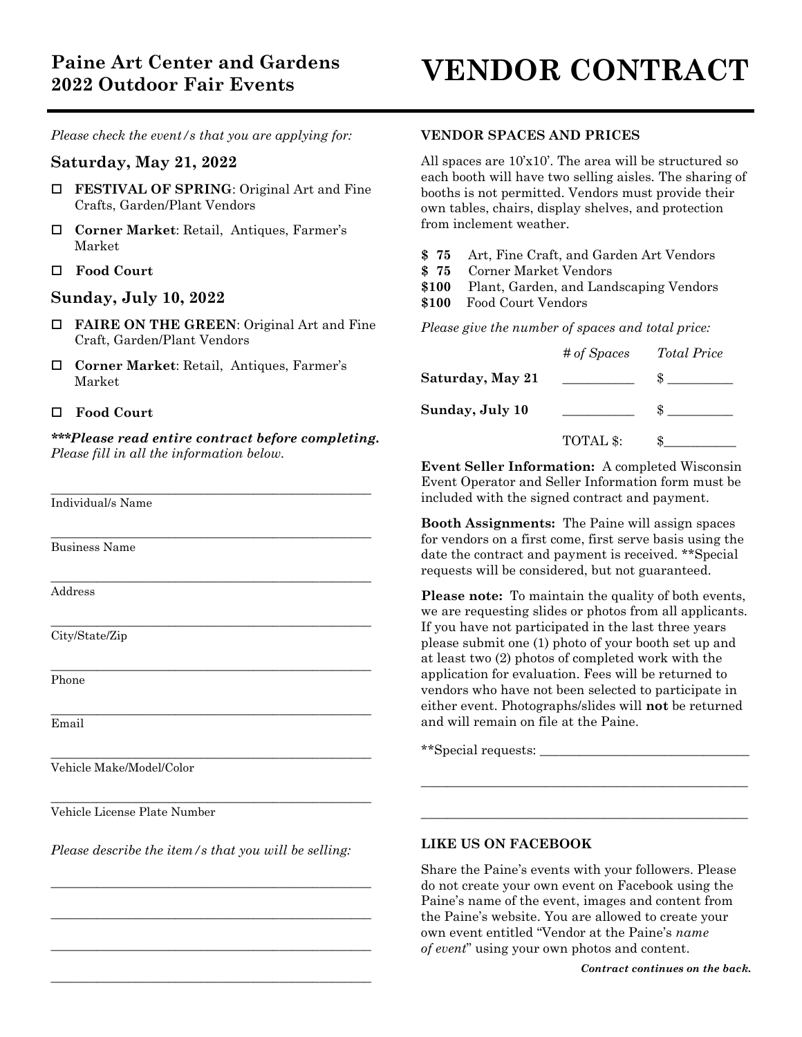# Paine Art Center and Gardens
# 2022 Outdoor Fair Events

# VENDOR CONTRACT

*Please check the event/s that you are applying for:*

## Saturday, May 21, 2022

- ☐ **FESTIVAL OF SPRING**: Original Art and Fine Crafts, Garden/Plant Vendors
- ☐ **Corner Market**: Retail, Antiques, Farmer's Market
- ☐ **Food Court**

## Sunday, July 10, 2022

- ☐ **FAIRE ON THE GREEN**: Original Art and Fine Craft, Garden/Plant Vendors
- ☐ **Corner Market**: Retail, Antiques, Farmer's Market
- ☐ **Food Court**

***\*\*\*Please read entire contract before completing.***
*Please fill in all the information below.*

_______________________________________________
Individual/s Name

_______________________________________________
Business Name

_______________________________________________
Address

_______________________________________________
City/State/Zip

_______________________________________________
Phone

_______________________________________________
Email

_______________________________________________
Vehicle Make/Model/Color

_______________________________________________
Vehicle License Plate Number

*Please describe the item/s that you will be selling:*

_______________________________________________

_______________________________________________

_______________________________________________

_______________________________________________

### VENDOR SPACES AND PRICES

All spaces are 10'x10'. The area will be structured so each booth will have two selling aisles. The sharing of booths is not permitted. Vendors must provide their own tables, chairs, display shelves, and protection from inclement weather.

**$ 75** Art, Fine Craft, and Garden Art Vendors
**$ 75** Corner Market Vendors
**$100** Plant, Garden, and Landscaping Vendors
**$100** Food Court Vendors

*Please give the number of spaces and total price:*

| | *# of Spaces* | *Total Price* |
|---|---|---|
| **Saturday, May 21** | __________ | $ __________ |
| **Sunday, July 10** | __________ | $ __________ |
| | TOTAL $: | $__________ |

**Event Seller Information:** A completed Wisconsin Event Operator and Seller Information form must be included with the signed contract and payment.

**Booth Assignments:** The Paine will assign spaces for vendors on a first come, first serve basis using the date the contract and payment is received. **Special requests will be considered, but not guaranteed.

**Please note:** To maintain the quality of both events, we are requesting slides or photos from all applicants. If you have not participated in the last three years please submit one (1) photo of your booth set up and at least two (2) photos of completed work with the application for evaluation. Fees will be returned to vendors who have not been selected to participate in either event. Photographs/slides will **not** be returned and will remain on file at the Paine.

**Special requests: ______________________________

_______________________________________________

_______________________________________________

### LIKE US ON FACEBOOK

Share the Paine's events with your followers. Please do not create your own event on Facebook using the Paine's name of the event, images and content from the Paine's website. You are allowed to create your own event entitled "Vendor at the Paine's *name of event*" using your own photos and content.

***Contract continues on the back.***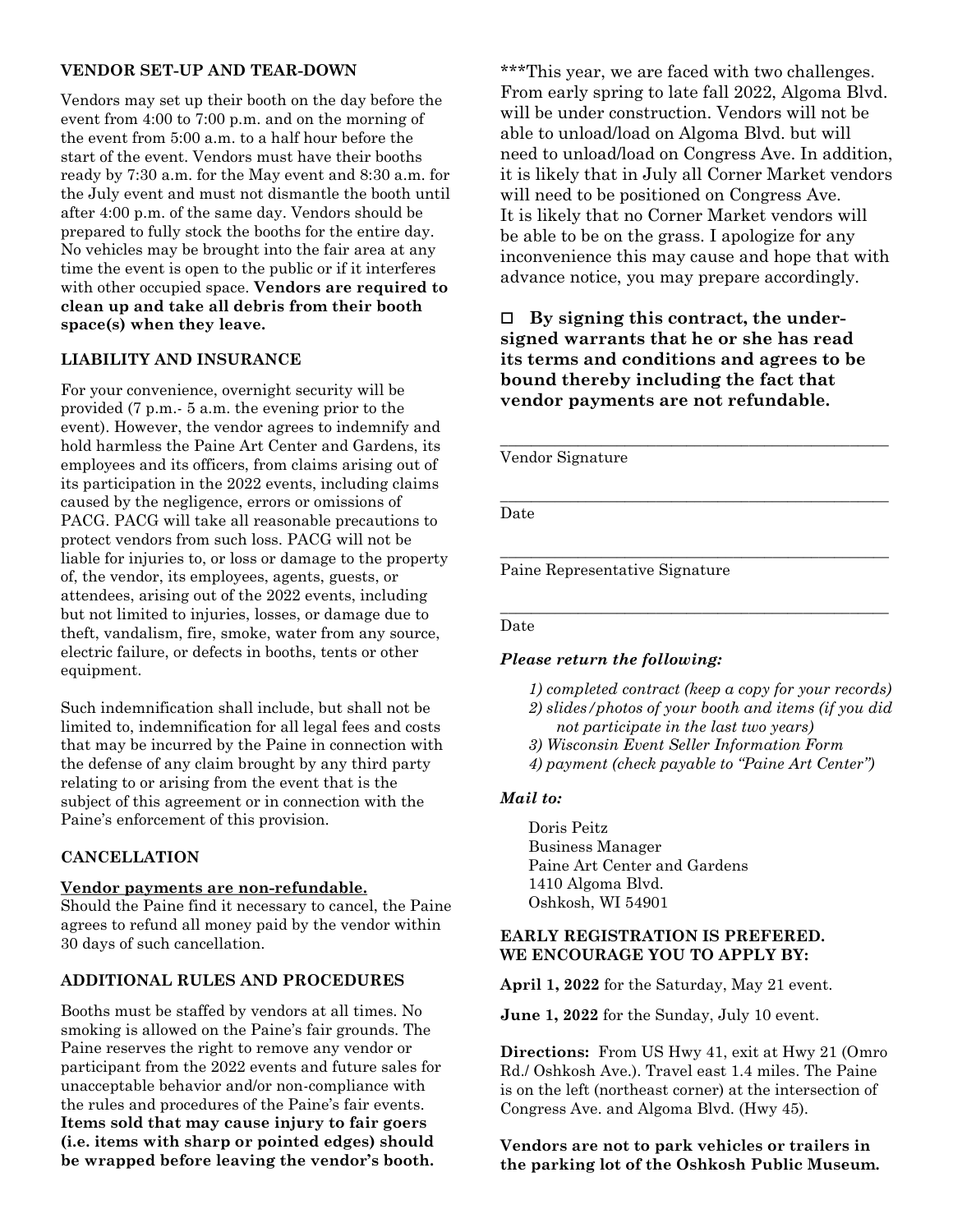## VENDOR SET-UP AND TEAR-DOWN

Vendors may set up their booth on the day before the event from 4:00 to 7:00 p.m. and on the morning of the event from 5:00 a.m. to a half hour before the start of the event. Vendors must have their booths ready by 7:30 a.m. for the May event and 8:30 a.m. for the July event and must not dismantle the booth until after 4:00 p.m. of the same day. Vendors should be prepared to fully stock the booths for the entire day. No vehicles may be brought into the fair area at any time the event is open to the public or if it interferes with other occupied space. **Vendors are required to clean up and take all debris from their booth space(s) when they leave.**

## LIABILITY AND INSURANCE

For your convenience, overnight security will be provided (7 p.m.- 5 a.m. the evening prior to the event). However, the vendor agrees to indemnify and hold harmless the Paine Art Center and Gardens, its employees and its officers, from claims arising out of its participation in the 2022 events, including claims caused by the negligence, errors or omissions of PACG. PACG will take all reasonable precautions to protect vendors from such loss. PACG will not be liable for injuries to, or loss or damage to the property of, the vendor, its employees, agents, guests, or attendees, arising out of the 2022 events, including but not limited to injuries, losses, or damage due to theft, vandalism, fire, smoke, water from any source, electric failure, or defects in booths, tents or other equipment.

Such indemnification shall include, but shall not be limited to, indemnification for all legal fees and costs that may be incurred by the Paine in connection with the defense of any claim brought by any third party relating to or arising from the event that is the subject of this agreement or in connection with the Paine's enforcement of this provision.

## CANCELLATION

**Vendor payments are non-refundable.**
Should the Paine find it necessary to cancel, the Paine agrees to refund all money paid by the vendor within 30 days of such cancellation.

## ADDITIONAL RULES AND PROCEDURES

Booths must be staffed by vendors at all times. No smoking is allowed on the Paine's fair grounds. The Paine reserves the right to remove any vendor or participant from the 2022 events and future sales for unacceptable behavior and/or non-compliance with the rules and procedures of the Paine's fair events. **Items sold that may cause injury to fair goers (i.e. items with sharp or pointed edges) should be wrapped before leaving the vendor's booth.**

***This year, we are faced with two challenges. From early spring to late fall 2022, Algoma Blvd. will be under construction. Vendors will not be able to unload/load on Algoma Blvd. but will need to unload/load on Congress Ave. In addition, it is likely that in July all Corner Market vendors will need to be positioned on Congress Ave. It is likely that no Corner Market vendors will be able to be on the grass. I apologize for any inconvenience this may cause and hope that with advance notice, you may prepare accordingly.

☐ **By signing this contract, the undersigned warrants that he or she has read its terms and conditions and agrees to be bound thereby including the fact that vendor payments are not refundable.**

_______________________________________________
Vendor Signature

_______________________________________________
Date

_______________________________________________
Paine Representative Signature

_______________________________________________
Date

***Please return the following:***

*1) completed contract (keep a copy for your records)*
*2) slides/photos of your booth and items (if you did not participate in the last two years)*
*3) Wisconsin Event Seller Information Form*
*4) payment (check payable to "Paine Art Center")*

***Mail to:***

Doris Peitz
Business Manager
Paine Art Center and Gardens
1410 Algoma Blvd.
Oshkosh, WI 54901

**EARLY REGISTRATION IS PREFERED.**
**WE ENCOURAGE YOU TO APPLY BY:**

**April 1, 2022** for the Saturday, May 21 event.

**June 1, 2022** for the Sunday, July 10 event.

**Directions:** From US Hwy 41, exit at Hwy 21 (Omro Rd./ Oshkosh Ave.). Travel east 1.4 miles. The Paine is on the left (northeast corner) at the intersection of Congress Ave. and Algoma Blvd. (Hwy 45).

**Vendors are not to park vehicles or trailers in the parking lot of the Oshkosh Public Museum.**